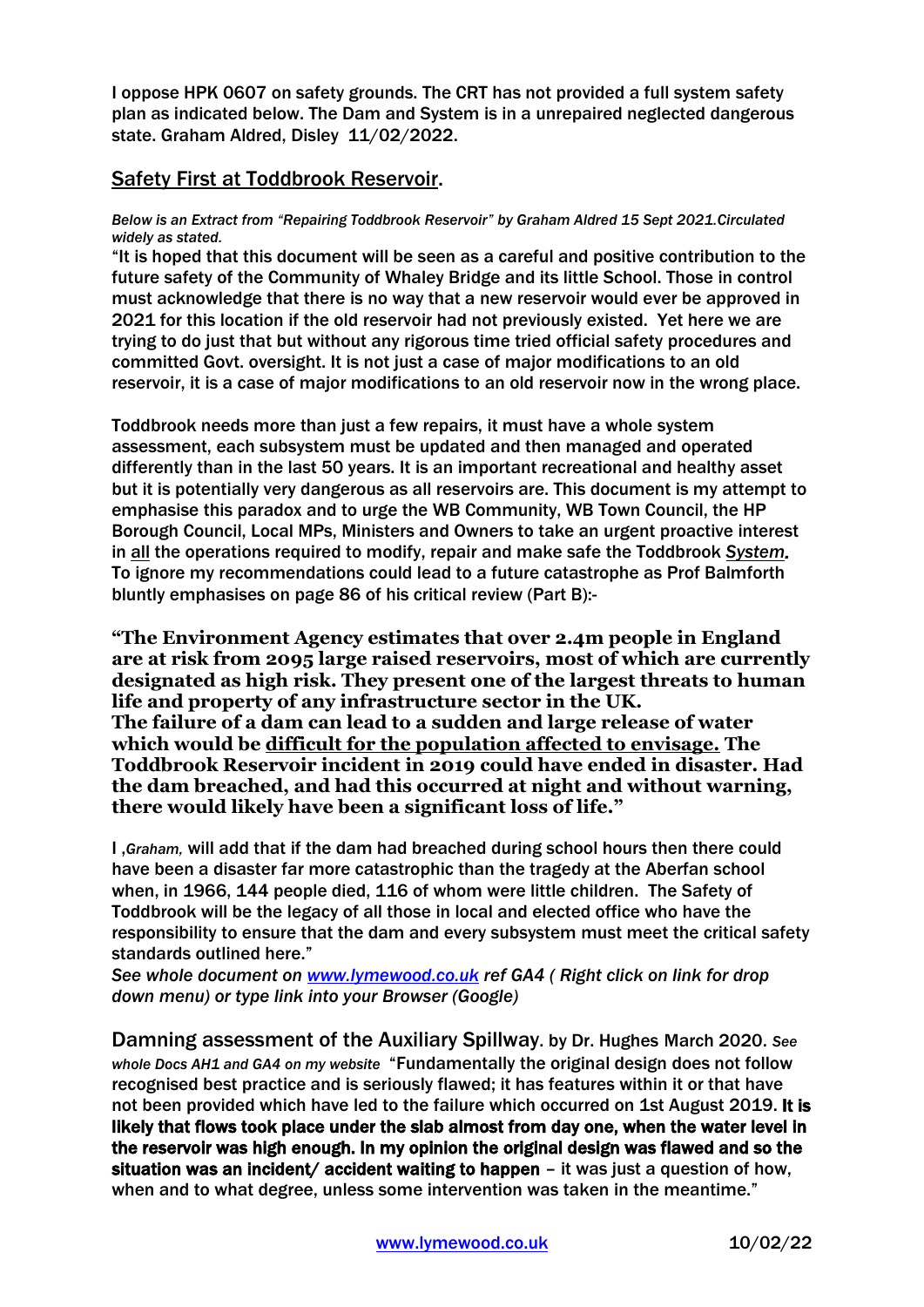I oppose HPK 0607 on safety grounds. The CRT has not provided a full system safety plan as indicated below. The Dam and System is in a unrepaired neglected dangerous state. Graham Aldred, Disley 11/02/2022.

## Safety First at Toddbrook Reservoir.

*Below is an Extract from "Repairing Toddbrook Reservoir" by Graham Aldred 15 Sept 2021.Circulated widely as stated.*

"It is hoped that this document will be seen as a careful and positive contribution to the future safety of the Community of Whaley Bridge and its little School. Those in control must acknowledge that there is no way that a new reservoir would ever be approved in 2021 for this location if the old reservoir had not previously existed. Yet here we are trying to do just that but without any rigorous time tried official safety procedures and committed Govt. oversight. It is not just a case of major modifications to an old reservoir, it is a case of major modifications to an old reservoir now in the wrong place.

Toddbrook needs more than just a few repairs, it must have a whole system assessment, each subsystem must be updated and then managed and operated differently than in the last 50 years. It is an important recreational and healthy asset but it is potentially very dangerous as all reservoirs are. This document is my attempt to emphasise this paradox and to urge the WB Community, WB Town Council, the HP Borough Council, Local MPs, Ministers and Owners to take an urgent proactive interest in <u>all</u> the operations required to modify, repair and make safe the Toddbrook *<u>System</u>.* To ignore my recommendations could lead to a future catastrophe as Prof Balmforth bluntly emphasises on page 86 of his critical review (Part B):-

**"The Environment Agency estimates that over 2.4m people in England are at risk from 2095 large raised reservoirs, most of which are currently designated as high risk. They present one of the largest threats to human life and property of any infrastructure sector in the UK.**
**The failure of a dam can lead to a sudden and large release of water which would be <u>difficult for the population affected to envisage.</u> The Toddbrook Reservoir incident in 2019 could have ended in disaster. Had the dam breached, and had this occurred at night and without warning, there would likely have been a significant loss of life."**

I ,*Graham,* will add that if the dam had breached during school hours then there could have been a disaster far more catastrophic than the tragedy at the Aberfan school when, in 1966, 144 people died, 116 of whom were little children. The Safety of Toddbrook will be the legacy of all those in local and elected office who have the responsibility to ensure that the dam and every subsystem must meet the critical safety standards outlined here."

*See whole document on [www.lymewood.co.uk](www.lymewood.co.uk) ref GA4 ( Right click on link for drop down menu) or type link into your Browser (Google)*

Damning assessment of the Auxiliary Spillway. by Dr. Hughes March 2020. *See whole Docs AH1 and GA4 on my website* "Fundamentally the original design does not follow recognised best practice and is seriously flawed; it has features within it or that have not been provided which have led to the failure which occurred on 1st August 2019. **It is likely that flows took place under the slab almost from day one, when the water level in the reservoir was high enough. In my opinion the original design was flawed and so the situation was an incident/ accident waiting to happen** – it was just a question of how, when and to what degree, unless some intervention was taken in the meantime."

[www.lymewood.co.uk](www.lymewood.co.uk) 10/02/22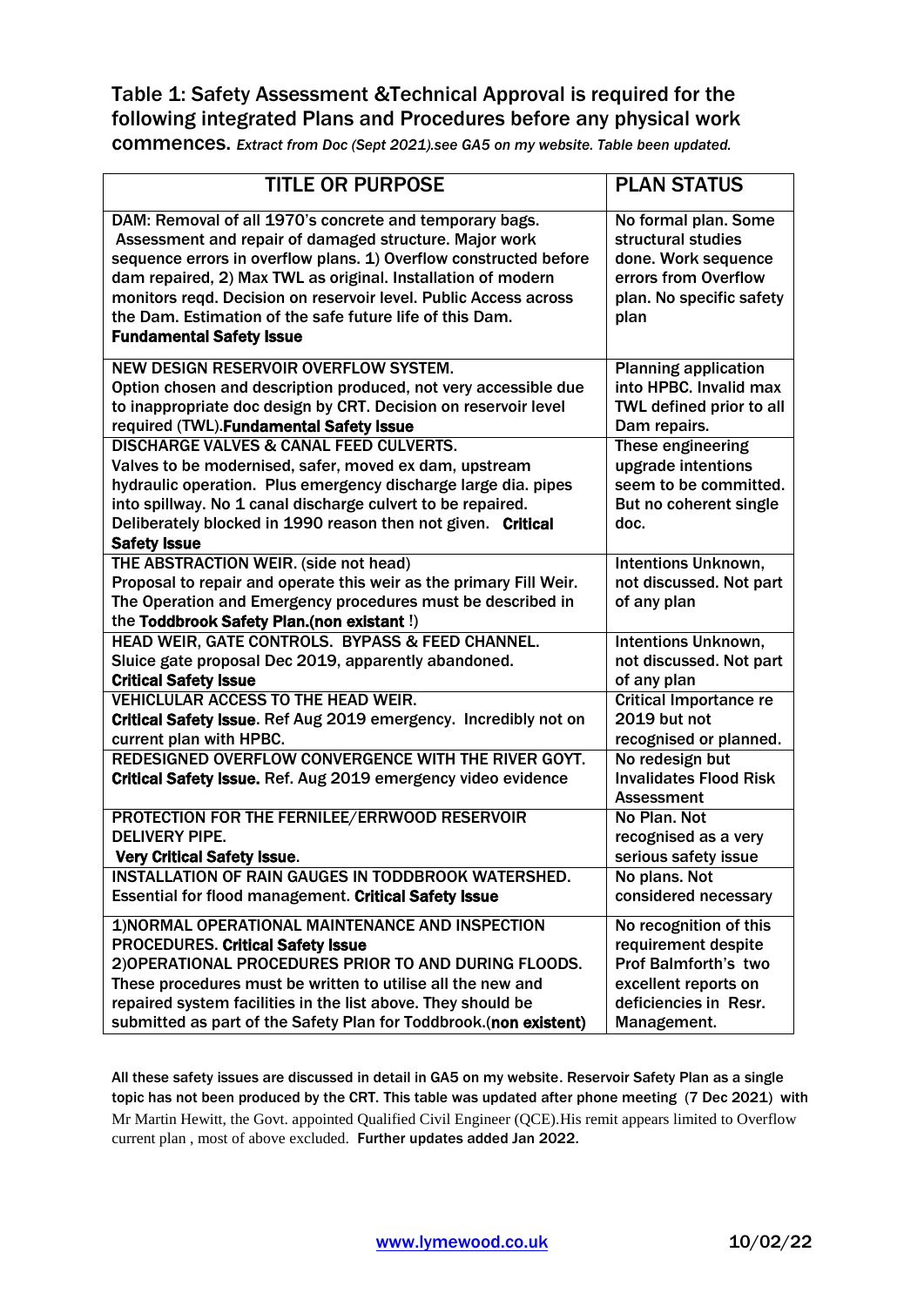## Table 1: Safety Assessment &Technical Approval is required for the following integrated Plans and Procedures before any physical work commences. *Extract from Doc (Sept 2021).see GA5 on my website. Table been updated.*

| TITLE OR PURPOSE | PLAN STATUS |
|---|---|
| DAM: Removal of all 1970's concrete and temporary bags. Assessment and repair of damaged structure. Major work sequence errors in overflow plans. 1) Overflow constructed before dam repaired, 2) Max TWL as original. Installation of modern monitors reqd. Decision on reservoir level. Public Access across the Dam. Estimation of the safe future life of this Dam. **Fundamental Safety Issue** | No formal plan. Some structural studies done. Work sequence errors from Overflow plan. No specific safety plan |
| NEW DESIGN RESERVOIR OVERFLOW SYSTEM. Option chosen and description produced, not very accessible due to inappropriate doc design by CRT. Decision on reservoir level required (TWL).**Fundamental Safety Issue** | Planning application into HPBC. Invalid max TWL defined prior to all Dam repairs. |
| DISCHARGE VALVES & CANAL FEED CULVERTS. Valves to be modernised, safer, moved ex dam, upstream hydraulic operation. Plus emergency discharge large dia. pipes into spillway. No 1 canal discharge culvert to be repaired. Deliberately blocked in 1990 reason then not given. **Critical Safety Issue** | These engineering upgrade intentions seem to be committed. But no coherent single doc. |
| THE ABSTRACTION WEIR. (side not head) Proposal to repair and operate this weir as the primary Fill Weir. The Operation and Emergency procedures must be described in the **Toddbrook Safety Plan.(non existant** !) | Intentions Unknown, not discussed. Not part of any plan |
| HEAD WEIR, GATE CONTROLS. BYPASS & FEED CHANNEL. Sluice gate proposal Dec 2019, apparently abandoned. **Critical Safety Issue** | Intentions Unknown, not discussed. Not part of any plan |
| VEHICLULAR ACCESS TO THE HEAD WEIR. **Critical Safety Issue**. Ref Aug 2019 emergency. Incredibly not on current plan with HPBC. | Critical Importance re 2019 but not recognised or planned. |
| REDESIGNED OVERFLOW CONVERGENCE WITH THE RIVER GOYT. **Critical Safety Issue.** Ref. Aug 2019 emergency video evidence | No redesign but Invalidates Flood Risk Assessment |
| PROTECTION FOR THE FERNILEE/ERRWOOD RESERVOIR DELIVERY PIPE. **Very Critical Safety Issue**. | No Plan. Not recognised as a very serious safety issue |
| INSTALLATION OF RAIN GAUGES IN TODDBROOK WATERSHED. Essential for flood management. **Critical Safety Issue** | No plans. Not considered necessary |
| 1)NORMAL OPERATIONAL MAINTENANCE AND INSPECTION PROCEDURES. **Critical Safety Issue** 2)OPERATIONAL PROCEDURES PRIOR TO AND DURING FLOODS. These procedures must be written to utilise all the new and repaired system facilities in the list above. They should be submitted as part of the Safety Plan for Toddbrook.(**non existent)** | No recognition of this requirement despite Prof Balmforth's two excellent reports on deficiencies in Resr. Management. |

All these safety issues are discussed in detail in GA5 on my website. Reservoir Safety Plan as a single topic has not been produced by the CRT. This table was updated after phone meeting (7 Dec 2021) with Mr Martin Hewitt, the Govt. appointed Qualified Civil Engineer (QCE).His remit appears limited to Overflow current plan , most of above excluded. Further updates added Jan 2022.

www.lymewood.co.uk 10/02/22